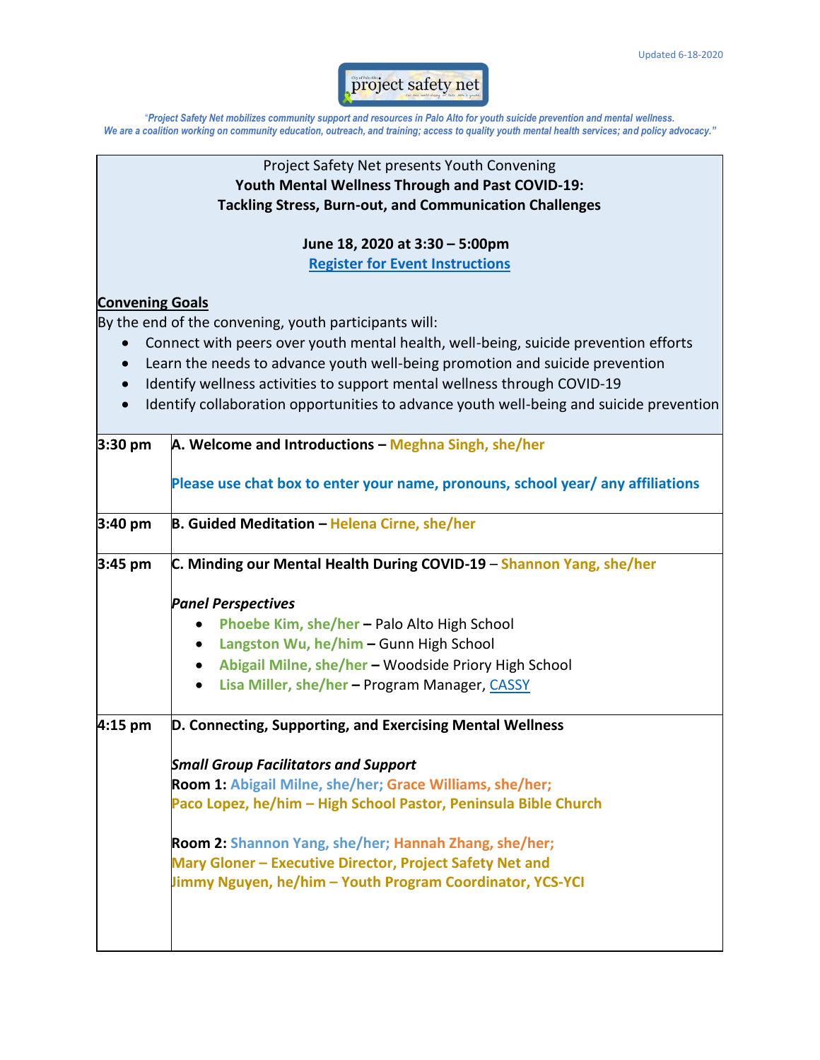Updated 6-18-2020

project safety net

*"Project Safety Net mobilizes community support and resources in Palo Alto for youth suicide prevention and mental wellness. We are a coalition working on community education, outreach, and training; access to quality youth mental health services; and policy advocacy."*

Project Safety Net presents Youth Convening

**Youth Mental Wellness Through and Past COVID-19: Tackling Stress, Burn-out, and Communication Challenges**

**June 18, 2020 at 3:30 – 5:00pm**

**Register for Event Instructions**

**Convening Goals**

By the end of the convening, youth participants will:

- Connect with peers over youth mental health, well-being, suicide prevention efforts
- Learn the needs to advance youth well-being promotion and suicide prevention
- Identify wellness activities to support mental wellness through COVID-19
- Identify collaboration opportunities to advance youth well-being and suicide prevention

| | |
|---|---|
| **3:30 pm** | **A. Welcome and Introductions – Meghna Singh, she/her**<br><br>**Please use chat box to enter your name, pronouns, school year/ any affiliations** |
| **3:40 pm** | **B. Guided Meditation – Helena Cirne, she/her** |
| **3:45 pm** | **C. Minding our Mental Health During COVID-19** – **Shannon Yang, she/her**<br><br>***Panel Perspectives***<br>• **Phoebe Kim, she/her** – Palo Alto High School<br>• **Langston Wu, he/him** – Gunn High School<br>• **Abigail Milne, she/her** – Woodside Priory High School<br>• **Lisa Miller, she/her** – Program Manager, CASSY |
| **4:15 pm** | **D. Connecting, Supporting, and Exercising Mental Wellness**<br><br>***Small Group Facilitators and Support***<br>**Room 1: Abigail Milne, she/her; Grace Williams, she/her; Paco Lopez, he/him – High School Pastor, Peninsula Bible Church**<br><br>**Room 2: Shannon Yang, she/her; Hannah Zhang, she/her; Mary Gloner – Executive Director, Project Safety Net and Jimmy Nguyen, he/him – Youth Program Coordinator, YCS-YCI** |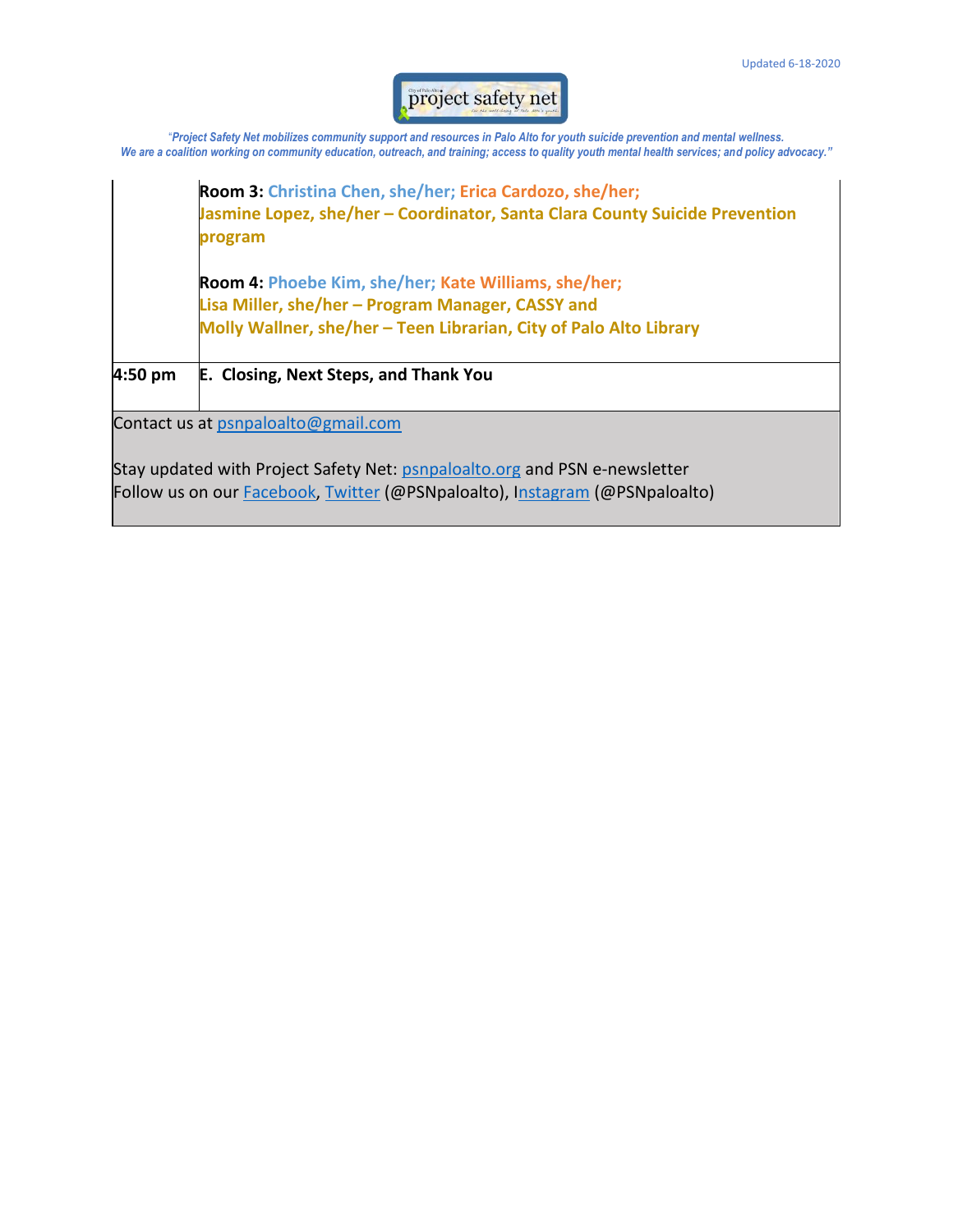*"Project Safety Net mobilizes community support and resources in Palo Alto for youth suicide prevention and mental wellness. We are a coalition working on community education, outreach, and training; access to quality youth mental health services; and policy advocacy."*

| | |
|---|---|
| | **Room 3:** **Christina Chen, she/her;** **Erica Cardozo, she/her;** **Jasmine Lopez, she/her – Coordinator, Santa Clara County Suicide Prevention program**<br><br>**Room 4:** **Phoebe Kim, she/her;** **Kate Williams, she/her;** **Lisa Miller, she/her – Program Manager, CASSY and** **Molly Wallner, she/her – Teen Librarian, City of Palo Alto Library** |
| **4:50 pm** | **E. Closing, Next Steps, and Thank You** |

Contact us at psnpaloalto@gmail.com

Stay updated with Project Safety Net: psnpaloalto.org and PSN e-newsletter
Follow us on our Facebook, Twitter (@PSNpaloalto), Instagram (@PSNpaloalto)